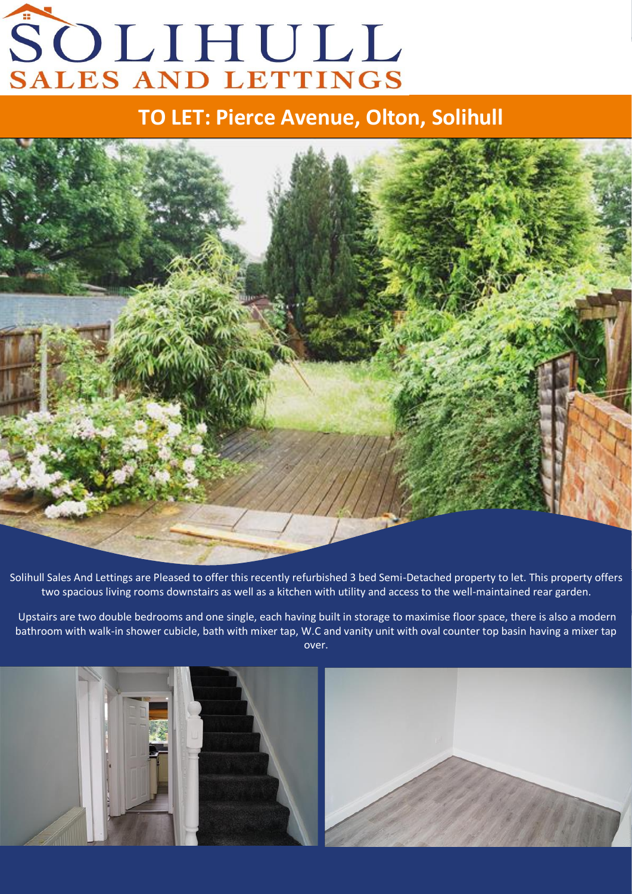# SOLIHULL SALES AND LETTINGS

## TO LET: Pierce Avenue, Olton, Solihull

Solihull Sales And Lettings are Pleased to offer this recently refurbished 3 bed Semi-Detached property to let. This property offers two spacious living rooms downstairs as well as a kitchen with utility and access to the well-maintained rear garden.

Upstairs are two double bedrooms and one single, each having built in storage to maximise floor space, there is also a modern bathroom with walk-in shower cubicle, bath with mixer tap, W.C and vanity unit with oval counter top basin having a mixer tap over.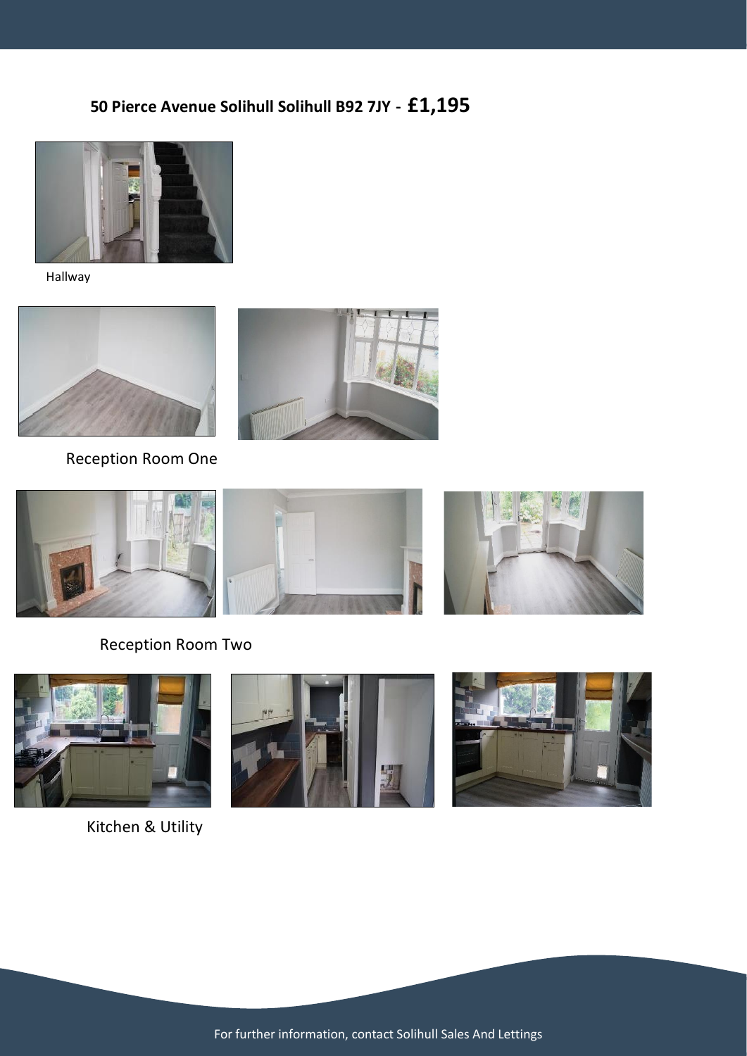## 50 Pierce Avenue Solihull Solihull B92 7JY - **£1,195**

Hallway

Reception Room One

Reception Room Two

Kitchen & Utility

For further information, contact Solihull Sales And Lettings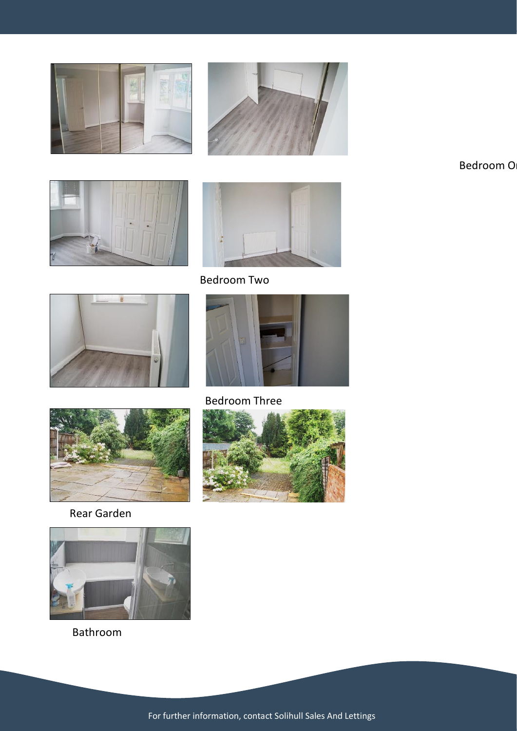Bedroom On

Bedroom Two

Bedroom Three

Rear Garden

Bathroom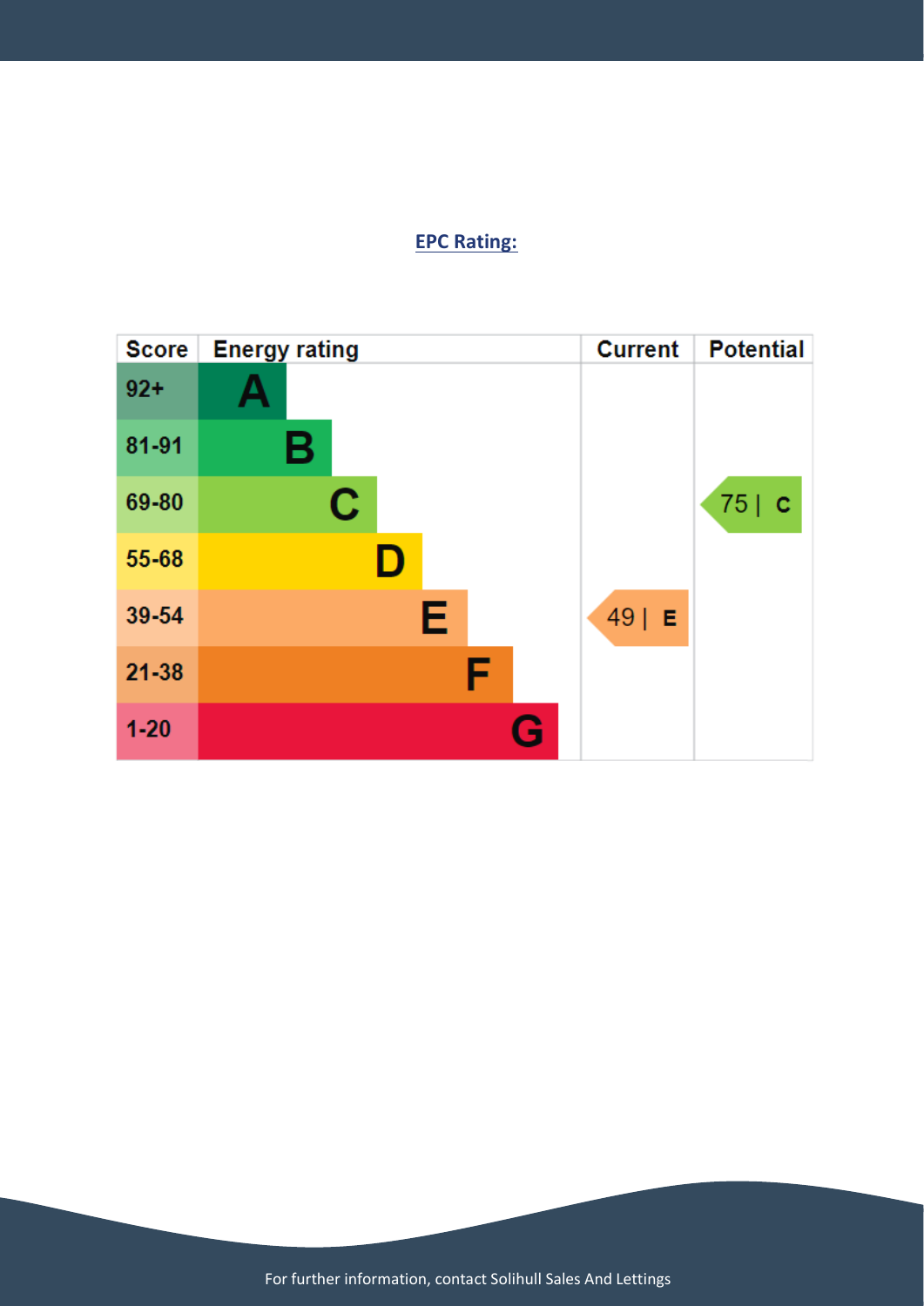**EPC Rating:**

Score
Energy rating
Current
Potential

92+ A
81-91 B
69-80 C
55-68 D
39-54 E
21-38 F
1-20 G

49 | E
75 | C

For further information, contact Solihull Sales And Lettings